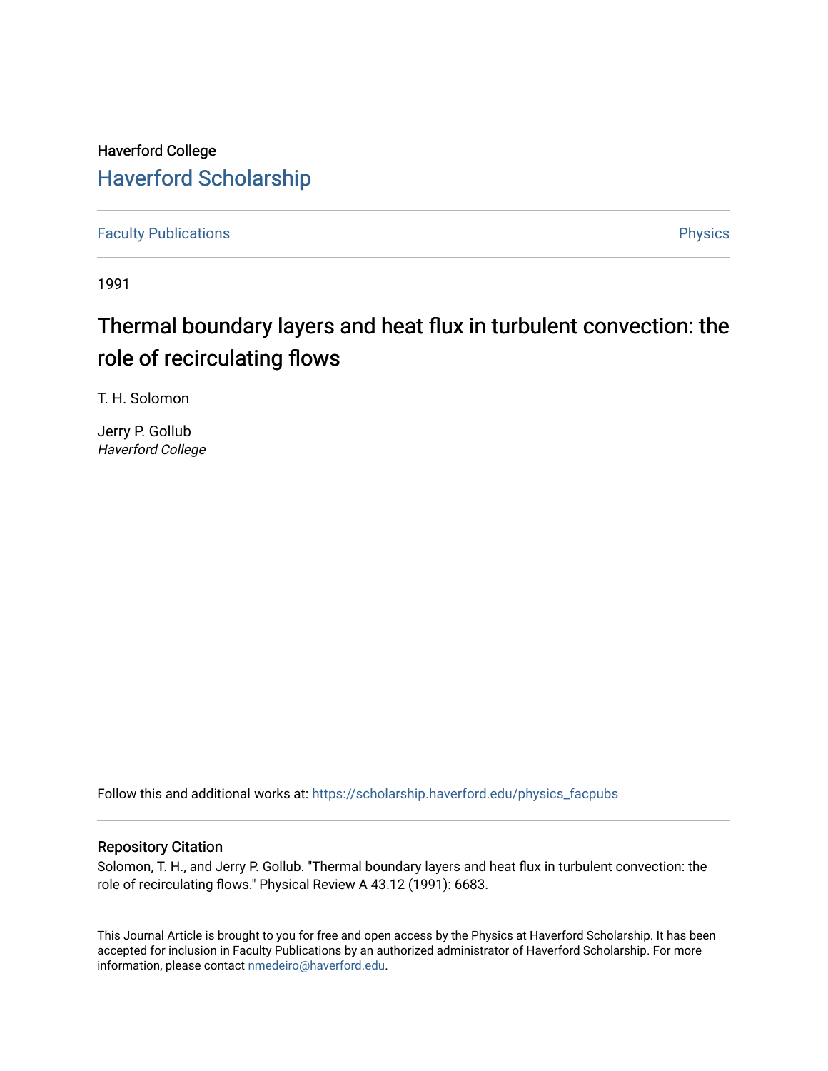Haverford College

# Haverford Scholarship

Faculty Publications

Physics

1991

## Thermal boundary layers and heat flux in turbulent convection: the role of recirculating flows

T. H. Solomon

Jerry P. Gollub
*Haverford College*

Follow this and additional works at: https://scholarship.haverford.edu/physics_facpubs

### Repository Citation

Solomon, T. H., and Jerry P. Gollub. "Thermal boundary layers and heat flux in turbulent convection: the role of recirculating flows." Physical Review A 43.12 (1991): 6683.

This Journal Article is brought to you for free and open access by the Physics at Haverford Scholarship. It has been accepted for inclusion in Faculty Publications by an authorized administrator of Haverford Scholarship. For more information, please contact nmedeiro@haverford.edu.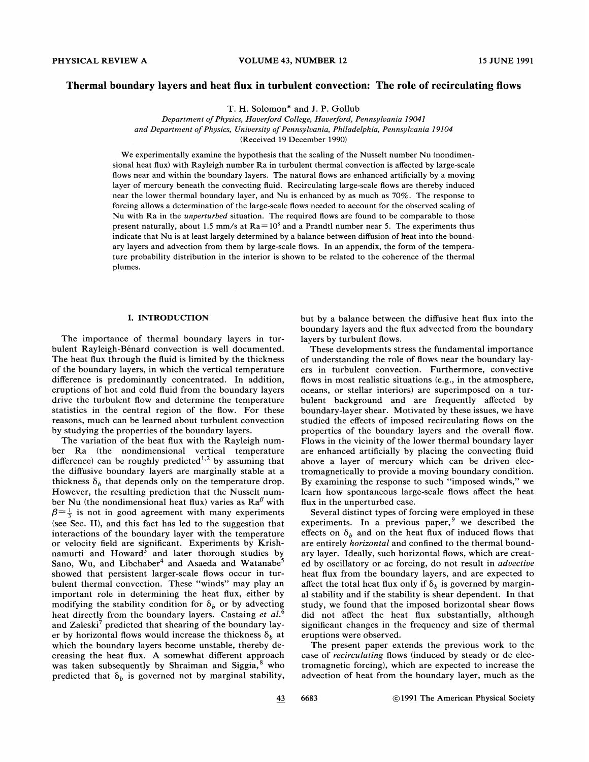# Thermal boundary layers and heat flux in turbulent convection: The role of recirculating flows

T. H. Solomon* and J. P. Gollub

*Department of Physics, Haverford College, Haverford, Pennsylvania 19041*
*and Department of Physics, University of Pennsylvania, Philadelphia, Pennsylvania 19104*
(Received 19 December 1990)

We experimentally examine the hypothesis that the scaling of the Nusselt number Nu (nondimensional heat flux) with Rayleigh number Ra in turbulent thermal convection is affected by large-scale flows near and within the boundary layers. The natural flows are enhanced artificially by a moving layer of mercury beneath the convecting fluid. Recirculating large-scale flows are thereby induced near the lower thermal boundary layer, and Nu is enhanced by as much as 70%. The response to forcing allows a determination of the large-scale flows needed to account for the observed scaling of Nu with Ra in the *unperturbed* situation. The required flows are found to be comparable to those present naturally, about 1.5 mm/s at $Ra = 10^8$ and a Prandtl number near 5. The experiments thus indicate that Nu is at least largely determined by a balance between diffusion of heat into the boundary layers and advection from them by large-scale flows. In an appendix, the form of the temperature probability distribution in the interior is shown to be related to the coherence of the thermal plumes.

## I. INTRODUCTION

The importance of thermal boundary layers in turbulent Rayleigh-Bénard convection is well documented. The heat flux through the fluid is limited by the thickness of the boundary layers, in which the vertical temperature difference is predominantly concentrated. In addition, eruptions of hot and cold fluid from the boundary layers drive the turbulent flow and determine the temperature statistics in the central region of the flow. For these reasons, much can be learned about turbulent convection by studying the properties of the boundary layers.

The variation of the heat flux with the Rayleigh number Ra (the nondimensional vertical temperature difference) can be roughly predicted[1,2] by assuming that the diffusive boundary layers are marginally stable at a thickness $\delta_b$ that depends only on the temperature drop. However, the resulting prediction that the Nusselt number Nu (the nondimensional heat flux) varies as $Ra^{\beta}$ with $\beta = \frac{1}{3}$ is not in good agreement with many experiments (see Sec. II), and this fact has led to the suggestion that interactions of the boundary layer with the temperature or velocity field are significant. Experiments by Krishnamurti and Howard[3] and later thorough studies by Sano, Wu, and Libchaber[4] and Asaeda and Watanabe[5] showed that persistent larger-scale flows occur in turbulent thermal convection. These "winds" may play an important role in determining the heat flux, either by modifying the stability condition for $\delta_b$ or by advecting heat directly from the boundary layers. Castaing *et al.*[6] and Zaleski[7] predicted that shearing of the boundary layer by horizontal flows would increase the thickness $\delta_b$ at which the boundary layers become unstable, thereby decreasing the heat flux. A somewhat different approach was taken subsequently by Shraiman and Siggia,[8] who predicted that $\delta_b$ is governed not by marginal stability, but by a balance between the diffusive heat flux into the boundary layers and the flux advected from the boundary layers by turbulent flows.

These developments stress the fundamental importance of understanding the role of flows near the boundary layers in turbulent convection. Furthermore, convective flows in most realistic situations (e.g., in the atmosphere, oceans, or stellar interiors) are superimposed on a turbulent background and are frequently affected by boundary-layer shear. Motivated by these issues, we have studied the effects of imposed recirculating flows on the properties of the boundary layers and the overall flow. Flows in the vicinity of the lower thermal boundary layer are enhanced artificially by placing the convecting fluid above a layer of mercury which can be driven electromagnetically to provide a moving boundary condition. By examining the response to such "imposed winds," we learn how spontaneous large-scale flows affect the heat flux in the unperturbed case.

Several distinct types of forcing were employed in these experiments. In a previous paper,[9] we described the effects on $\delta_b$ and on the heat flux of induced flows that are entirely *horizontal* and confined to the thermal boundary layer. Ideally, such horizontal flows, which are created by oscillatory or ac forcing, do not result in *advective* heat flux from the boundary layers, and are expected to affect the total heat flux only if $\delta_b$ is governed by marginal stability and if the stability is shear dependent. In that study, we found that the imposed horizontal shear flows did not affect the heat flux substantially, although significant changes in the frequency and size of thermal eruptions were observed.

The present paper extends the previous work to the case of *recirculating* flows (induced by steady or dc electromagnetic forcing), which are expected to increase the advection of heat from the boundary layer, much as the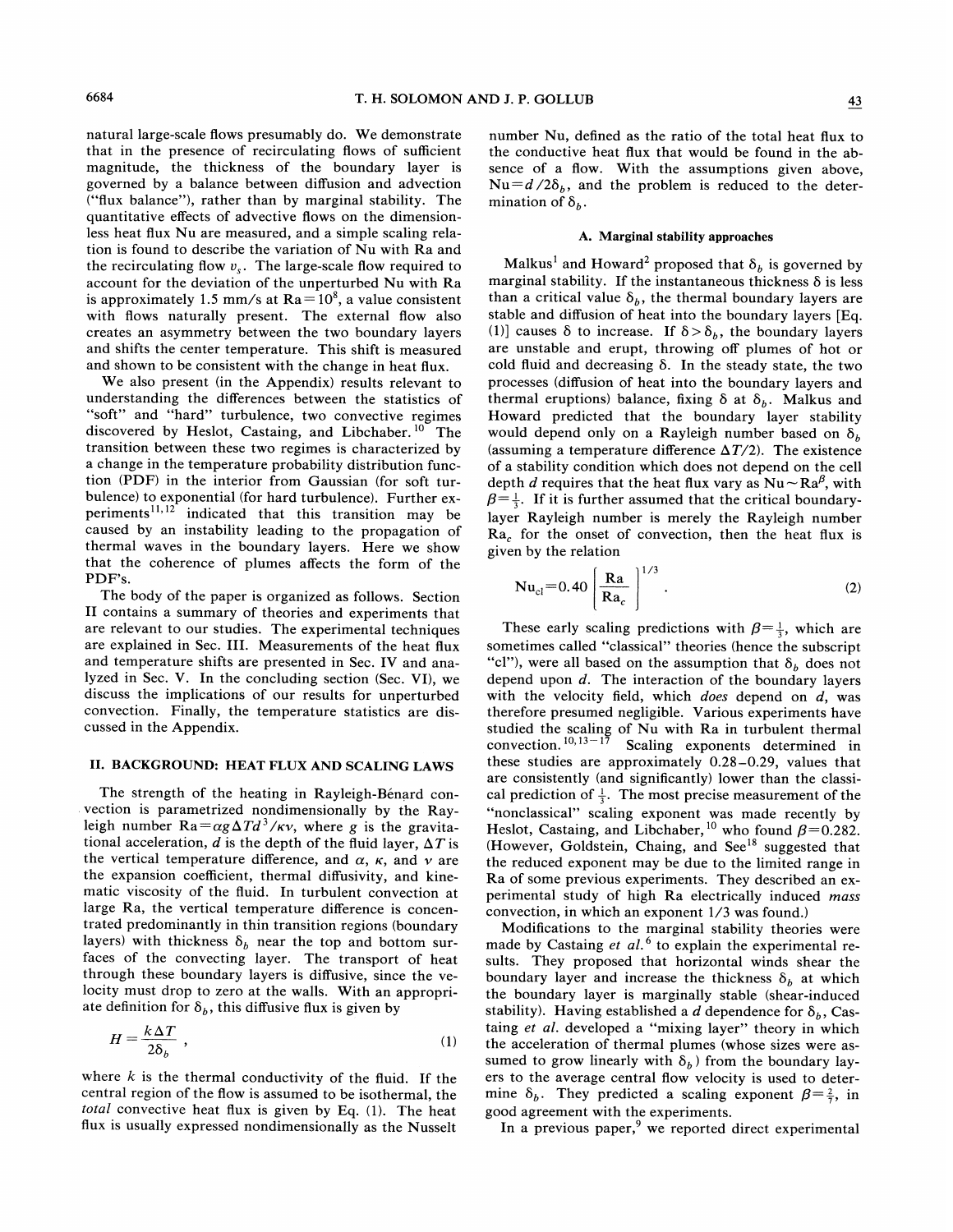natural large-scale flows presumably do. We demonstrate that in the presence of recirculating flows of sufficient magnitude, the thickness of the boundary layer is governed by a balance between diffusion and advection ("flux balance"), rather than by marginal stability. The quantitative effects of advective flows on the dimensionless heat flux Nu are measured, and a simple scaling relation is found to describe the variation of Nu with Ra and the recirculating flow $v_s$. The large-scale flow required to account for the deviation of the unperturbed Nu with Ra is approximately 1.5 mm/s at $\mathrm{Ra}=10^8$, a value consistent with flows naturally present. The external flow also creates an asymmetry between the two boundary layers and shifts the center temperature. This shift is measured and shown to be consistent with the change in heat flux.

We also present (in the Appendix) results relevant to understanding the differences between the statistics of "soft" and "hard" turbulence, two convective regimes discovered by Heslot, Castaing, and Libchaber.[10] The transition between these two regimes is characterized by a change in the temperature probability distribution function (PDF) in the interior from Gaussian (for soft turbulence) to exponential (for hard turbulence). Further experiments[11,12] indicated that this transition may be caused by an instability leading to the propagation of thermal waves in the boundary layers. Here we show that the coherence of plumes affects the form of the PDF's.

The body of the paper is organized as follows. Section II contains a summary of theories and experiments that are relevant to our studies. The experimental techniques are explained in Sec. III. Measurements of the heat flux and temperature shifts are presented in Sec. IV and analyzed in Sec. V. In the concluding section (Sec. VI), we discuss the implications of our results for unperturbed convection. Finally, the temperature statistics are discussed in the Appendix.

## II. BACKGROUND: HEAT FLUX AND SCALING LAWS

The strength of the heating in Rayleigh-Bénard convection is parametrized nondimensionally by the Rayleigh number $\mathrm{Ra}=\alpha g \Delta T d^3/\kappa\nu$, where $g$ is the gravitational acceleration, $d$ is the depth of the fluid layer, $\Delta T$ is the vertical temperature difference, and $\alpha$, $\kappa$, and $\nu$ are the expansion coefficient, thermal diffusivity, and kinematic viscosity of the fluid. In turbulent convection at large Ra, the vertical temperature difference is concentrated predominantly in thin transition regions (boundary layers) with thickness $\delta_b$ near the top and bottom surfaces of the convecting layer. The transport of heat through these boundary layers is diffusive, since the velocity must drop to zero at the walls. With an appropriate definition for $\delta_b$, this diffusive flux is given by

$$H=\frac{k\Delta T}{2\delta_b}\ , \tag{1}$$

where $k$ is the thermal conductivity of the fluid. If the central region of the flow is assumed to be isothermal, the *total* convective heat flux is given by Eq. (1). The heat flux is usually expressed nondimensionally as the Nusselt number Nu, defined as the ratio of the total heat flux to the conductive heat flux that would be found in the absence of a flow. With the assumptions given above, $\mathrm{Nu}=d/2\delta_b$, and the problem is reduced to the determination of $\delta_b$.

### A. Marginal stability approaches

Malkus[1] and Howard[2] proposed that $\delta_b$ is governed by marginal stability. If the instantaneous thickness $\delta$ is less than a critical value $\delta_b$, the thermal boundary layers are stable and diffusion of heat into the boundary layers [Eq. (1)] causes $\delta$ to increase. If $\delta>\delta_b$, the boundary layers are unstable and erupt, throwing off plumes of hot or cold fluid and decreasing $\delta$. In the steady state, the two processes (diffusion of heat into the boundary layers and thermal eruptions) balance, fixing $\delta$ at $\delta_b$. Malkus and Howard predicted that the boundary layer stability would depend only on a Rayleigh number based on $\delta_b$ (assuming a temperature difference $\Delta T/2$). The existence of a stability condition which does not depend on the cell depth $d$ requires that the heat flux vary as $\mathrm{Nu}\sim\mathrm{Ra}^{\beta}$, with $\beta=\frac{1}{3}$. If it is further assumed that the critical boundary-layer Rayleigh number is merely the Rayleigh number $\mathrm{Ra}_c$ for the onset of convection, then the heat flux is given by the relation

$$\mathrm{Nu}_{\mathrm{cl}}=0.40\left[\frac{\mathrm{Ra}}{\mathrm{Ra}_c}\right]^{1/3}\ . \tag{2}$$

These early scaling predictions with $\beta=\frac{1}{3}$, which are sometimes called "classical" theories (hence the subscript "cl"), were all based on the assumption that $\delta_b$ does not depend upon $d$. The interaction of the boundary layers with the velocity field, which *does* depend on $d$, was therefore presumed negligible. Various experiments have studied the scaling of Nu with Ra in turbulent thermal convection.[10,13–17] Scaling exponents determined in these studies are approximately 0.28–0.29, values that are consistently (and significantly) lower than the classical prediction of $\frac{1}{3}$. The most precise measurement of the "nonclassical" scaling exponent was made recently by Heslot, Castaing, and Libchaber,[10] who found $\beta=0.282$. (However, Goldstein, Chaing, and See[18] suggested that the reduced exponent may be due to the limited range in Ra of some previous experiments. They described an experimental study of high Ra electrically induced *mass* convection, in which an exponent 1/3 was found.)

Modifications to the marginal stability theories were made by Castaing *et al.*[6] to explain the experimental results. They proposed that horizontal winds shear the boundary layer and increase the thickness $\delta_b$ at which the boundary layer is marginally stable (shear-induced stability). Having established a $d$ dependence for $\delta_b$, Castaing *et al.* developed a "mixing layer" theory in which the acceleration of thermal plumes (whose sizes were assumed to grow linearly with $\delta_b$) from the boundary layers to the average central flow velocity is used to determine $\delta_b$. They predicted a scaling exponent $\beta=\frac{2}{7}$, in good agreement with the experiments.

In a previous paper,[9] we reported direct experimental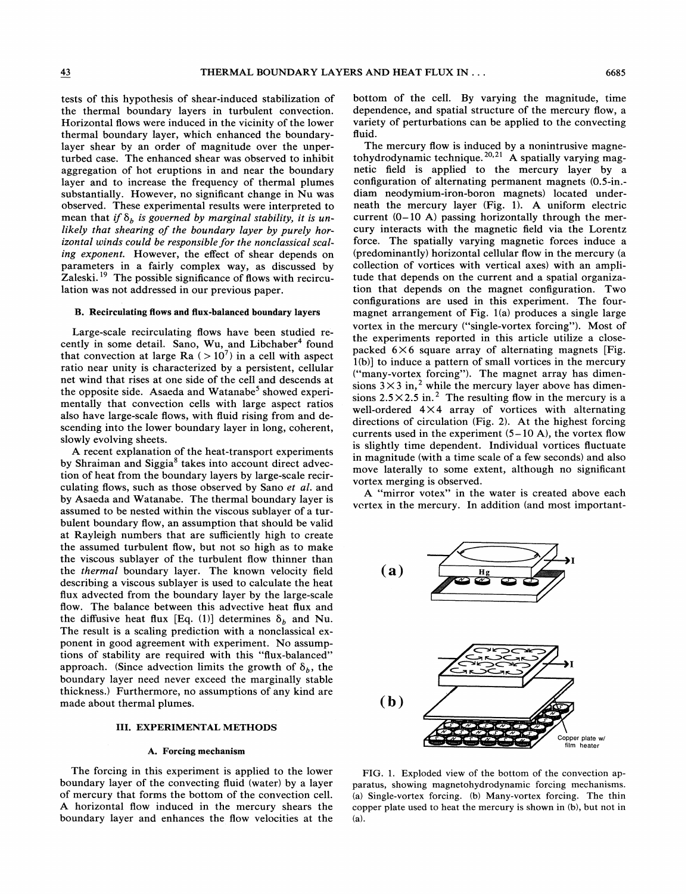tests of this hypothesis of shear-induced stabilization of the thermal boundary layers in turbulent convection. Horizontal flows were induced in the vicinity of the lower thermal boundary layer, which enhanced the boundary-layer shear by an order of magnitude over the unperturbed case. The enhanced shear was observed to inhibit aggregation of hot eruptions in and near the boundary layer and to increase the frequency of thermal plumes substantially. However, no significant change in Nu was observed. These experimental results were interpreted to mean that *if $\delta_b$ is governed by marginal stability, it is unlikely that shearing of the boundary layer by purely horizontal winds could be responsible for the nonclassical scaling exponent.* However, the effect of shear depends on parameters in a fairly complex way, as discussed by Zaleski.[19] The possible significance of flows with recirculation was not addressed in our previous paper.

### B. Recirculating flows and flux-balanced boundary layers

Large-scale recirculating flows have been studied recently in some detail. Sano, Wu, and Libchaber[4] found that convection at large Ra ($>10^7$) in a cell with aspect ratio near unity is characterized by a persistent, cellular net wind that rises at one side of the cell and descends at the opposite side. Asaeda and Watanabe[5] showed experimentally that convection cells with large aspect ratios also have large-scale flows, with fluid rising from and descending into the lower boundary layer in long, coherent, slowly evolving sheets.

A recent explanation of the heat-transport experiments by Shraiman and Siggia[8] takes into account direct advection of heat from the boundary layers by large-scale recirculating flows, such as those observed by Sano *et al.* and by Asaeda and Watanabe. The thermal boundary layer is assumed to be nested within the viscous sublayer of a turbulent boundary flow, an assumption that should be valid at Rayleigh numbers that are sufficiently high to create the assumed turbulent flow, but not so high as to make the viscous sublayer of the turbulent flow thinner than the *thermal* boundary layer. The known velocity field describing a viscous sublayer is used to calculate the heat flux advected from the boundary layer by the large-scale flow. The balance between this advective heat flux and the diffusive heat flux [Eq. (1)] determines $\delta_b$ and Nu. The result is a scaling prediction with a nonclassical exponent in good agreement with experiment. No assumptions of stability are required with this "flux-balanced" approach. (Since advection limits the growth of $\delta_b$, the boundary layer need never exceed the marginally stable thickness.) Furthermore, no assumptions of any kind are made about thermal plumes.

## III. EXPERIMENTAL METHODS

### A. Forcing mechanism

The forcing in this experiment is applied to the lower boundary layer of the convecting fluid (water) by a layer of mercury that forms the bottom of the convection cell. A horizontal flow induced in the mercury shears the boundary layer and enhances the flow velocities at the bottom of the cell. By varying the magnitude, time dependence, and spatial structure of the mercury flow, a variety of perturbations can be applied to the convecting fluid.

The mercury flow is induced by a nonintrusive magnetohydrodynamic technique.[20,21] A spatially varying magnetic field is applied to the mercury layer by a configuration of alternating permanent magnets (0.5-in.-diam neodymium-iron-boron magnets) located underneath the mercury layer (Fig. 1). A uniform electric current (0–10 A) passing horizontally through the mercury interacts with the magnetic field via the Lorentz force. The spatially varying magnetic forces induce a (predominantly) horizontal cellular flow in the mercury (a collection of vortices with vertical axes) with an amplitude that depends on the current and a spatial organization that depends on the magnet configuration. Two configurations are used in this experiment. The four-magnet arrangement of Fig. 1(a) produces a single large vortex in the mercury ("single-vortex forcing"). Most of the experiments reported in this article utilize a close-packed $6\times6$ square array of alternating magnets [Fig. 1(b)] to induce a pattern of small vortices in the mercury ("many-vortex forcing"). The magnet array has dimensions $3\times3$ in,$^2$ while the mercury layer above has dimensions $2.5\times2.5$ in.$^2$ The resulting flow in the mercury is a well-ordered $4\times4$ array of vortices with alternating directions of circulation (Fig. 2). At the highest forcing currents used in the experiment (5–10 A), the vortex flow is slightly time dependent. Individual vortices fluctuate in magnitude (with a time scale of a few seconds) and also move laterally to some extent, although no significant vortex merging is observed.

A "mirror votex" in the water is created above each vortex in the mercury. In addition (and most important-

(a)

Hg

I

(b)

I

Copper plate w/ film heater

FIG. 1. Exploded view of the bottom of the convection apparatus, showing magnetohydrodynamic forcing mechanisms. (a) Single-vortex forcing. (b) Many-vortex forcing. The thin copper plate used to heat the mercury is shown in (b), but not in (a).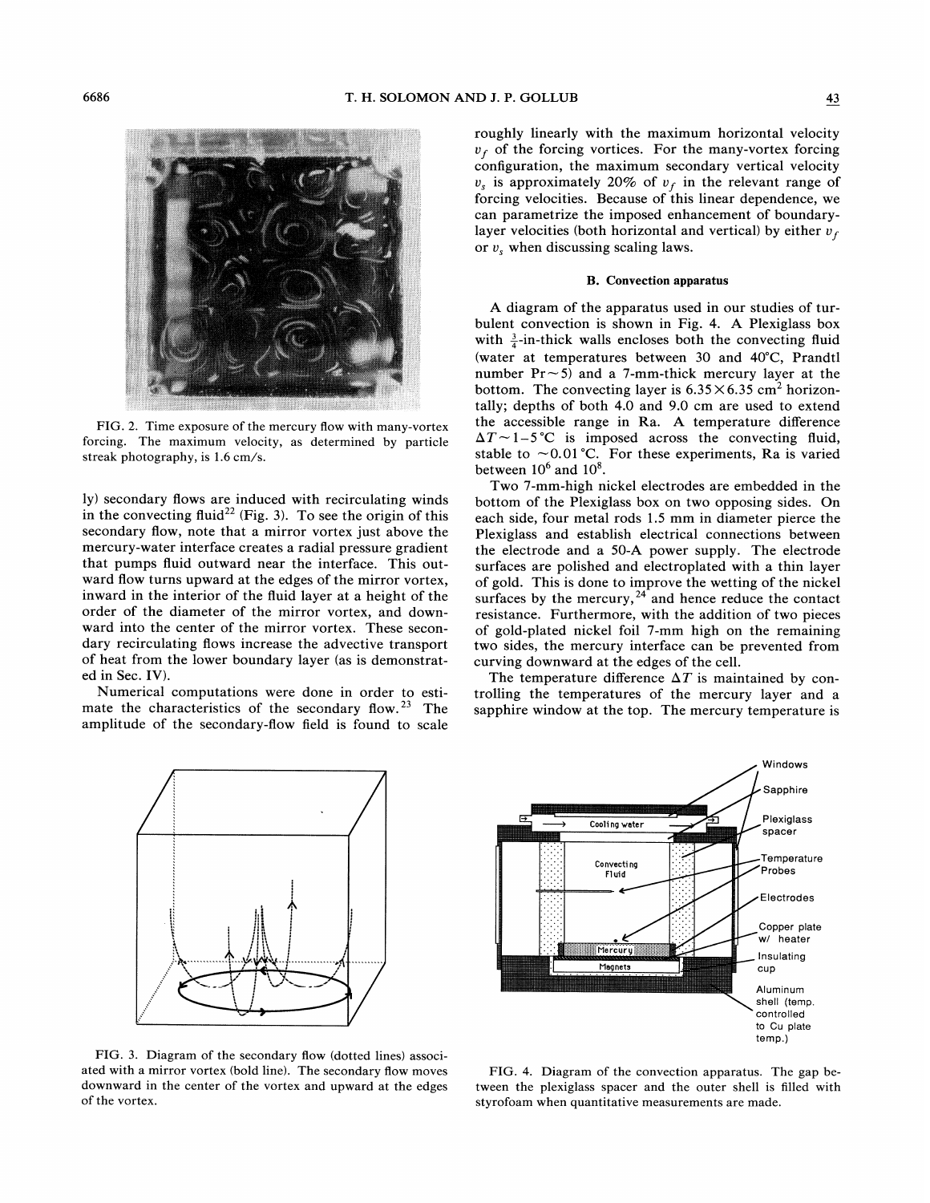FIG. 2. Time exposure of the mercury flow with many-vortex forcing. The maximum velocity, as determined by particle streak photography, is 1.6 cm/s.

ly) secondary flows are induced with recirculating winds in the convecting fluid[22] (Fig. 3). To see the origin of this secondary flow, note that a mirror vortex just above the mercury-water interface creates a radial pressure gradient that pumps fluid outward near the interface. This outward flow turns upward at the edges of the mirror vortex, inward in the interior of the fluid layer at a height of the order of the diameter of the mirror vortex, and downward into the center of the mirror vortex. These secondary recirculating flows increase the advective transport of heat from the lower boundary layer (as is demonstrated in Sec. IV).

Numerical computations were done in order to estimate the characteristics of the secondary flow.[23] The amplitude of the secondary-flow field is found to scale roughly linearly with the maximum horizontal velocity $v_f$ of the forcing vortices. For the many-vortex forcing configuration, the maximum secondary vertical velocity $v_s$ is approximately 20% of $v_f$ in the relevant range of forcing velocities. Because of this linear dependence, we can parametrize the imposed enhancement of boundary-layer velocities (both horizontal and vertical) by either $v_f$ or $v_s$ when discussing scaling laws.

FIG. 3. Diagram of the secondary flow (dotted lines) associated with a mirror vortex (bold line). The secondary flow moves downward in the center of the vortex and upward at the edges of the vortex.

### B. Convection apparatus

A diagram of the apparatus used in our studies of turbulent convection is shown in Fig. 4. A Plexiglass box with $\frac{3}{4}$-in-thick walls encloses both the convecting fluid (water at temperatures between 30 and 40°C, Prandtl number $\mathrm{Pr} \sim 5$) and a 7-mm-thick mercury layer at the bottom. The convecting layer is $6.35 \times 6.35$ cm$^2$ horizontally; depths of both 4.0 and 9.0 cm are used to extend the accessible range in Ra. A temperature difference $\Delta T \sim 1-5\,°\mathrm{C}$ is imposed across the convecting fluid, stable to $\sim 0.01\,°\mathrm{C}$. For these experiments, Ra is varied between $10^6$ and $10^8$.

Two 7-mm-high nickel electrodes are embedded in the bottom of the Plexiglass box on two opposing sides. On each side, four metal rods 1.5 mm in diameter pierce the Plexiglass and establish electrical connections between the electrode and a 50-A power supply. The electrode surfaces are polished and electroplated with a thin layer of gold. This is done to improve the wetting of the nickel surfaces by the mercury,[24] and hence reduce the contact resistance. Furthermore, with the addition of two pieces of gold-plated nickel foil 7-mm high on the remaining two sides, the mercury interface can be prevented from curving downward at the edges of the cell.

The temperature difference $\Delta T$ is maintained by controlling the temperatures of the mercury layer and a sapphire window at the top. The mercury temperature is

Windows
Sapphire
Cooling water
Plexiglass spacer
Convecting Fluid
Temperature Probes
Electrodes
Mercury
Copper plate w/ heater
Magnets
Insulating cup
Aluminum shell (temp. controlled to Cu plate temp.)

FIG. 4. Diagram of the convection apparatus. The gap between the plexiglass spacer and the outer shell is filled with styrofoam when quantitative measurements are made.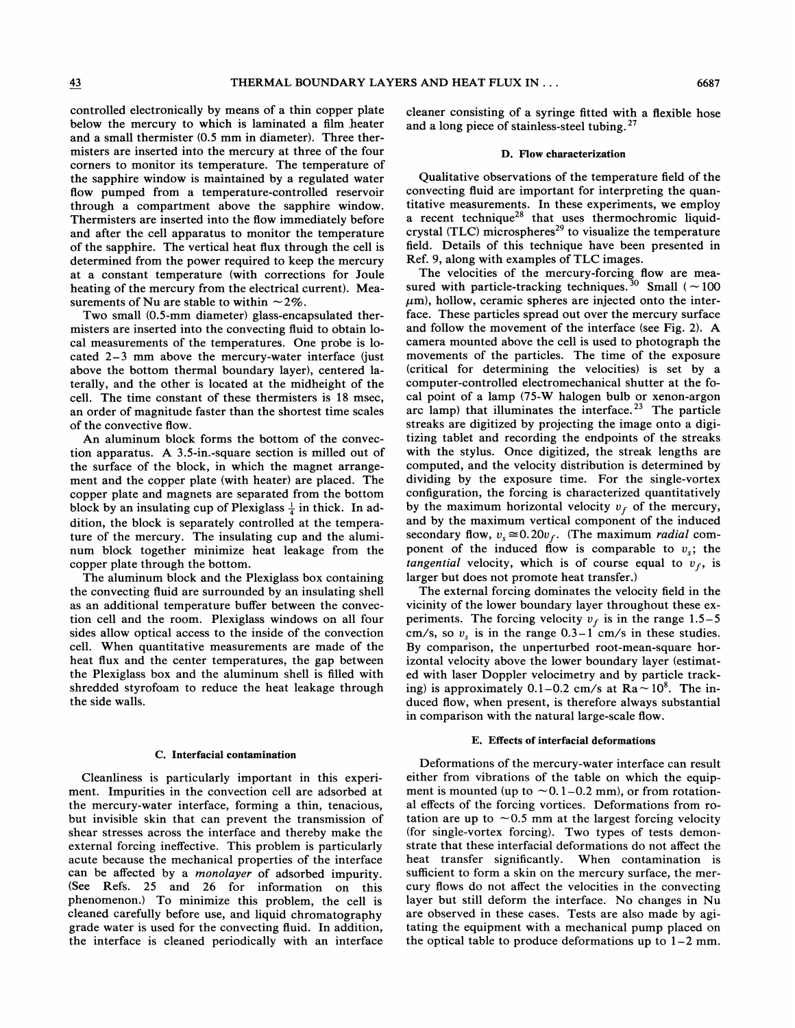controlled electronically by means of a thin copper plate below the mercury to which is laminated a film heater and a small thermister (0.5 mm in diameter). Three thermisters are inserted into the mercury at three of the four corners to monitor its temperature. The temperature of the sapphire window is maintained by a regulated water flow pumped from a temperature-controlled reservoir through a compartment above the sapphire window. Thermisters are inserted into the flow immediately before and after the cell apparatus to monitor the temperature of the sapphire. The vertical heat flux through the cell is determined from the power required to keep the mercury at a constant temperature (with corrections for Joule heating of the mercury from the electrical current). Measurements of Nu are stable to within $\sim 2\%$.

Two small (0.5-mm diameter) glass-encapsulated thermisters are inserted into the convecting fluid to obtain local measurements of the temperatures. One probe is located 2–3 mm above the mercury-water interface (just above the bottom thermal boundary layer), centered laterally, and the other is located at the midheight of the cell. The time constant of these thermisters is 18 msec, an order of magnitude faster than the shortest time scales of the convective flow.

An aluminum block forms the bottom of the convection apparatus. A 3.5-in.-square section is milled out of the surface of the block, in which the magnet arrangement and the copper plate (with heater) are placed. The copper plate and magnets are separated from the bottom block by an insulating cup of Plexiglass $\frac{1}{4}$ in thick. In addition, the block is separately controlled at the temperature of the mercury. The insulating cup and the aluminum block together minimize heat leakage from the copper plate through the bottom.

The aluminum block and the Plexiglass box containing the convecting fluid are surrounded by an insulating shell as an additional temperature buffer between the convection cell and the room. Plexiglass windows on all four sides allow optical access to the inside of the convection cell. When quantitative measurements are made of the heat flux and the center temperatures, the gap between the Plexiglass box and the aluminum shell is filled with shredded styrofoam to reduce the heat leakage through the side walls.

### C. Interfacial contamination

Cleanliness is particularly important in this experiment. Impurities in the convection cell are adsorbed at the mercury-water interface, forming a thin, tenacious, but invisible skin that can prevent the transmission of shear stresses across the interface and thereby make the external forcing ineffective. This problem is particularly acute because the mechanical properties of the interface can be affected by a *monolayer* of adsorbed impurity. (See Refs. 25 and 26 for information on this phenomenon.) To minimize this problem, the cell is cleaned carefully before use, and liquid chromatography grade water is used for the convecting fluid. In addition, the interface is cleaned periodically with an interface cleaner consisting of a syringe fitted with a flexible hose and a long piece of stainless-steel tubing.[27]

### D. Flow characterization

Qualitative observations of the temperature field of the convecting fluid are important for interpreting the quantitative measurements. In these experiments, we employ a recent technique[28] that uses thermochromic liquid-crystal (TLC) microspheres[29] to visualize the temperature field. Details of this technique have been presented in Ref. 9, along with examples of TLC images.

The velocities of the mercury-forcing flow are measured with particle-tracking techniques.[30] Small ($\sim 100$ $\mu$m), hollow, ceramic spheres are injected onto the interface. These particles spread out over the mercury surface and follow the movement of the interface (see Fig. 2). A camera mounted above the cell is used to photograph the movements of the particles. The time of the exposure (critical for determining the velocities) is set by a computer-controlled electromechanical shutter at the focal point of a lamp (75-W halogen bulb or xenon-argon arc lamp) that illuminates the interface.[23] The particle streaks are digitized by projecting the image onto a digitizing tablet and recording the endpoints of the streaks with the stylus. Once digitized, the streak lengths are computed, and the velocity distribution is determined by dividing by the exposure time. For the single-vortex configuration, the forcing is characterized quantitatively by the maximum horizontal velocity $v_f$ of the mercury, and by the maximum vertical component of the induced secondary flow, $v_s \cong 0.20 v_f$. (The maximum *radial* component of the induced flow is comparable to $v_s$; the *tangential* velocity, which is of course equal to $v_f$, is larger but does not promote heat transfer.)

The external forcing dominates the velocity field in the vicinity of the lower boundary layer throughout these experiments. The forcing velocity $v_f$ is in the range 1.5–5 cm/s, so $v_s$ is in the range 0.3–1 cm/s in these studies. By comparison, the unperturbed root-mean-square horizontal velocity above the lower boundary layer (estimated with laser Doppler velocimetry and by particle tracking) is approximately 0.1–0.2 cm/s at $\text{Ra} \sim 10^8$. The induced flow, when present, is therefore always substantial in comparison with the natural large-scale flow.

### E. Effects of interfacial deformations

Deformations of the mercury-water interface can result either from vibrations of the table on which the equipment is mounted (up to $\sim 0.1$–0.2 mm), or from rotational effects of the forcing vortices. Deformations from rotation are up to $\sim 0.5$ mm at the largest forcing velocity (for single-vortex forcing). Two types of tests demonstrate that these interfacial deformations do not affect the heat transfer significantly. When contamination is sufficient to form a skin on the mercury surface, the mercury flows do not affect the velocities in the convecting layer but still deform the interface. No changes in Nu are observed in these cases. Tests are also made by agitating the equipment with a mechanical pump placed on the optical table to produce deformations up to 1–2 mm.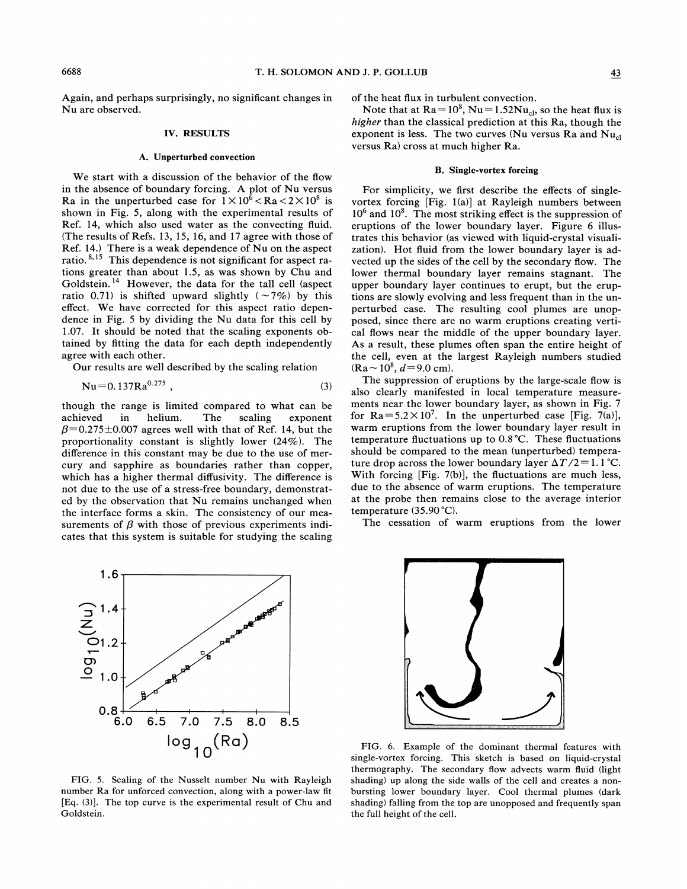Again, and perhaps surprisingly, no significant changes in Nu are observed.

## IV. RESULTS

### A. Unperturbed convection

We start with a discussion of the behavior of the flow in the absence of boundary forcing. A plot of Nu versus Ra in the unperturbed case for $1\times10^6 < \text{Ra} < 2\times10^8$ is shown in Fig. 5, along with the experimental results of Ref. 14, which also used water as the convecting fluid. (The results of Refs. 13, 15, 16, and 17 agree with those of Ref. 14.) There is a weak dependence of Nu on the aspect ratio.[8,15] This dependence is not significant for aspect rations greater than about 1.5, as was shown by Chu and Goldstein.[14] However, the data for the tall cell (aspect ratio 0.71) is shifted upward slightly ($\sim$7%) by this effect. We have corrected for this aspect ratio dependence in Fig. 5 by dividing the Nu data for this cell by 1.07. It should be noted that the scaling exponents obtained by fitting the data for each depth independently agree with each other.

Our results are well described by the scaling relation

$$\text{Nu} = 0.137\text{Ra}^{0.275} , \qquad (3)$$

though the range is limited compared to what can be achieved in helium. The scaling exponent $\beta = 0.275 \pm 0.007$ agrees well with that of Ref. 14, but the proportionality constant is slightly lower (24%). The difference in this constant may be due to the use of mercury and sapphire as boundaries rather than copper, which has a higher thermal diffusivity. The difference is not due to the use of a stress-free boundary, demonstrated by the observation that Nu remains unchanged when the interface forms a skin. The consistency of our measurements of $\beta$ with those of previous experiments indicates that this system is suitable for studying the scaling of the heat flux in turbulent convection.

Note that at $\text{Ra} = 10^8$, $\text{Nu} = 1.52\text{Nu}_{\text{cl}}$, so the heat flux is *higher* than the classical prediction at this Ra, though the exponent is less. The two curves (Nu versus Ra and $\text{Nu}_{\text{cl}}$ versus Ra) cross at much higher Ra.

1.6
1.4
1.2
1.0
0.8
6.0 6.5 7.0 7.5 8.0 8.5
$\log_{10}(\text{Nu})$
$\log_{10}(\text{Ra})$

FIG. 5. Scaling of the Nusselt number Nu with Rayleigh number Ra for unforced convection, along with a power-law fit [Eq. (3)]. The top curve is the experimental result of Chu and Goldstein.

### B. Single-vortex forcing

For simplicity, we first describe the effects of single-vortex forcing [Fig. 1(a)] at Rayleigh numbers between $10^6$ and $10^8$. The most striking effect is the suppression of eruptions of the lower boundary layer. Figure 6 illustrates this behavior (as viewed with liquid-crystal visualization). Hot fluid from the lower boundary layer is advected up the sides of the cell by the secondary flow. The lower thermal boundary layer remains stagnant. The upper boundary layer continues to erupt, but the eruptions are slowly evolving and less frequent than in the unperturbed case. The resulting cool plumes are unopposed, since there are no warm eruptions creating vertical flows near the middle of the upper boundary layer. As a result, these plumes often span the entire height of the cell, even at the largest Rayleigh numbers studied ($\text{Ra} \sim 10^8$, $d = 9.0$ cm).

The suppression of eruptions by the large-scale flow is also clearly manifested in local temperature measurements near the lower boundary layer, as shown in Fig. 7 for $\text{Ra} = 5.2\times10^7$. In the unperturbed case [Fig. 7(a)], warm eruptions from the lower boundary layer result in temperature fluctuations up to 0.8 °C. These fluctuations should be compared to the mean (unperturbed) temperature drop across the lower boundary layer $\Delta T/2 = 1.1$ °C. With forcing [Fig. 7(b)], the fluctuations are much less, due to the absence of warm eruptions. The temperature at the probe then remains close to the average interior temperature (35.90 °C).

The cessation of warm eruptions from the lower

FIG. 6. Example of the dominant thermal features with single-vortex forcing. This sketch is based on liquid-crystal thermography. The secondary flow advects warm fluid (light shading) up along the side walls of the cell and creates a non-bursting lower boundary layer. Cool thermal plumes (dark shading) falling from the top are unopposed and frequently span the full height of the cell.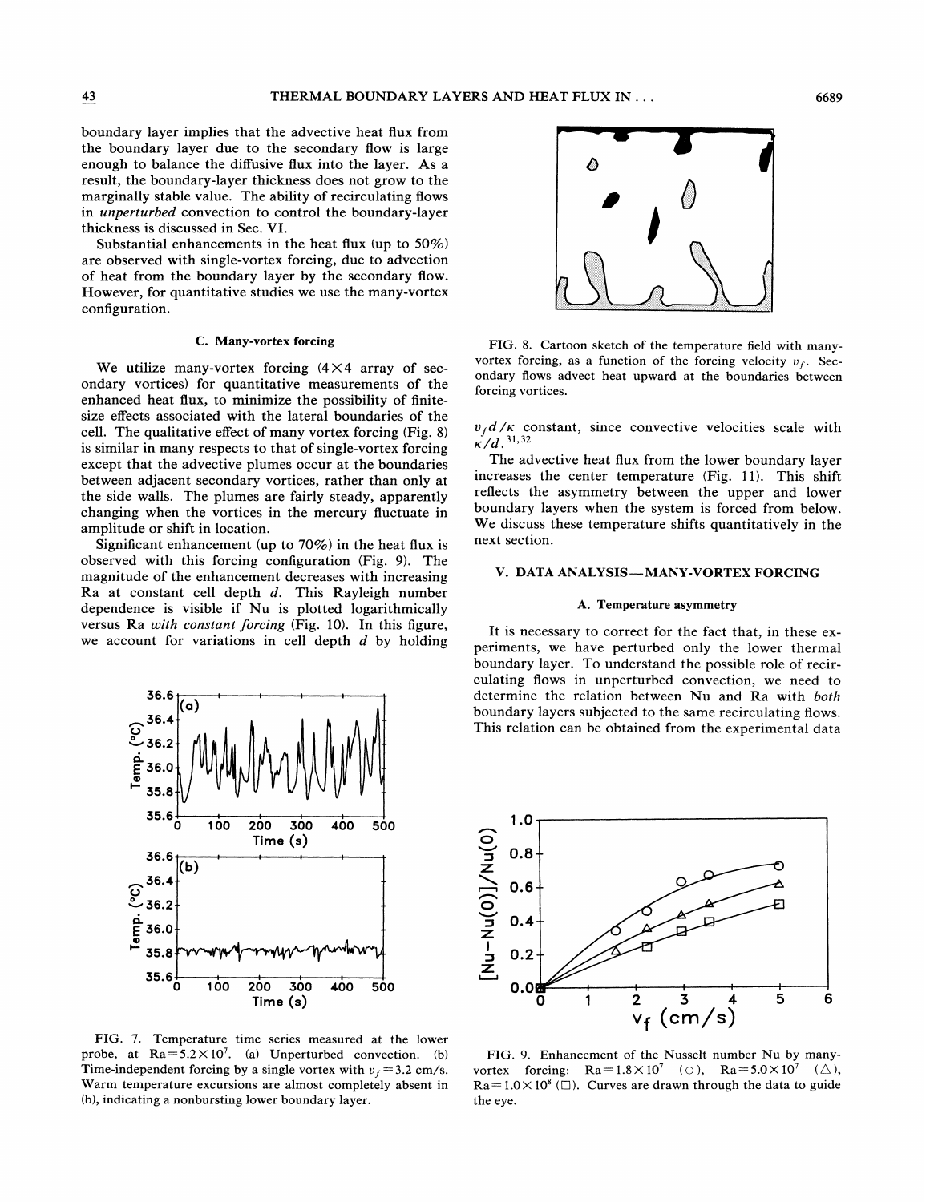boundary layer implies that the advective heat flux from the boundary layer due to the secondary flow is large enough to balance the diffusive flux into the layer. As a result, the boundary-layer thickness does not grow to the marginally stable value. The ability of recirculating flows in *unperturbed* convection to control the boundary-layer thickness is discussed in Sec. VI.

Substantial enhancements in the heat flux (up to 50%) are observed with single-vortex forcing, due to advection of heat from the boundary layer by the secondary flow. However, for quantitative studies we use the many-vortex configuration.

### C. Many-vortex forcing

We utilize many-vortex forcing ($4\times4$ array of secondary vortices) for quantitative measurements of the enhanced heat flux, to minimize the possibility of finite-size effects associated with the lateral boundaries of the cell. The qualitative effect of many vortex forcing (Fig. 8) is similar in many respects to that of single-vortex forcing except that the advective plumes occur at the boundaries between adjacent secondary vortices, rather than only at the side walls. The plumes are fairly steady, apparently changing when the vortices in the mercury fluctuate in amplitude or shift in location.

Significant enhancement (up to 70%) in the heat flux is observed with this forcing configuration (Fig. 9). The magnitude of the enhancement decreases with increasing Ra at constant cell depth $d$. This Rayleigh number dependence is visible if Nu is plotted logarithmically versus Ra *with constant forcing* (Fig. 10). In this figure, we account for variations in cell depth $d$ by holding $v_f d/\kappa$ constant, since convective velocities scale with $\kappa/d$.[31,32]

The advective heat flux from the lower boundary layer increases the center temperature (Fig. 11). This shift reflects the asymmetry between the upper and lower boundary layers when the system is forced from below. We discuss these temperature shifts quantitatively in the next section.

(a)

Temp. (°C)

36.6
36.4
36.2
36.0
35.8
35.6

0 100 200 300 400 500

Time (s)

(b)

Temp. (°C)

36.6
36.4
36.2
36.0
35.8
35.6

0 100 200 300 400 500

Time (s)

FIG. 7. Temperature time series measured at the lower probe, at $\mathrm{Ra}=5.2\times10^{7}$. (a) Unperturbed convection. (b) Time-independent forcing by a single vortex with $v_f=3.2$ cm/s. Warm temperature excursions are almost completely absent in (b), indicating a nonbursting lower boundary layer.

FIG. 8. Cartoon sketch of the temperature field with many-vortex forcing, as a function of the forcing velocity $v_f$. Secondary flows advect heat upward at the boundaries between forcing vortices.

## V. DATA ANALYSIS—MANY-VORTEX FORCING

### A. Temperature asymmetry

It is necessary to correct for the fact that, in these experiments, we have perturbed only the lower thermal boundary layer. To understand the possible role of recirculating flows in unperturbed convection, we need to determine the relation between Nu and Ra with *both* boundary layers subjected to the same recirculating flows. This relation can be obtained from the experimental data

[Nu-Nu(0)]/Nu(0)

1.0
0.8
0.6
0.4
0.2
0.0

0 1 2 3 4 5 6

$v_f$ (cm/s)

FIG. 9. Enhancement of the Nusselt number Nu by many-vortex forcing: $\mathrm{Ra}=1.8\times10^{7}$ (○), $\mathrm{Ra}=5.0\times10^{7}$ (△), $\mathrm{Ra}=1.0\times10^{8}$ (□). Curves are drawn through the data to guide the eye.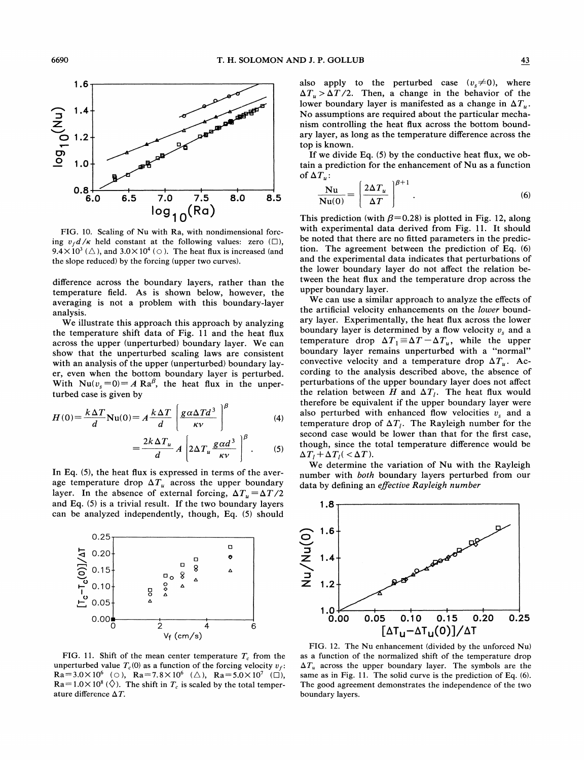1.6
1.4
1.2
1.0
0.8
6.0 6.5 7.0 7.5 8.0 8.5
$\log_{10}(\text{Nu})$
$\log_{10}(\text{Ra})$

FIG. 10. Scaling of Nu with Ra, with nondimensional forcing $v_f d/\kappa$ held constant at the following values: zero (□), $9.4\times10^3$ (△), and $3.0\times10^4$ (○). The heat flux is increased (and the slope reduced) by the forcing (upper two curves).

difference across the boundary layers, rather than the temperature field. As is shown below, however, the averaging is not a problem with this boundary-layer analysis.

We illustrate this approach this approach by analyzing the temperature shift data of Fig. 11 and the heat flux across the upper (unperturbed) boundary layer. We can show that the unperturbed scaling laws are consistent with an analysis of the upper (unperturbed) boundary layer, even when the bottom boundary layer is perturbed. With $\text{Nu}(v_s=0)=A\,\text{Ra}^{\beta}$, the heat flux in the unperturbed case is given by

$$H(0)=\frac{k\Delta T}{d}\text{Nu}(0)=A\frac{k\Delta T}{d}\left[\frac{g\alpha\Delta T d^3}{\kappa\nu}\right]^{\beta} \tag{4}$$

$$=\frac{2k\Delta T_u}{d}A\left[2\Delta T_u\frac{g\alpha d^3}{\kappa\nu}\right]^{\beta}. \tag{5}$$

In Eq. (5), the heat flux is expressed in terms of the average temperature drop $\Delta T_u$ across the upper boundary layer. In the absence of external forcing, $\Delta T_u=\Delta T/2$ and Eq. (5) is a trivial result. If the two boundary layers can be analyzed independently, though, Eq. (5) should

0.25
0.20
0.15
0.10
0.05
0.00
0 2 4 6
$[T_c-T_c(0)]/\Delta T$
$V_f$ (cm/s)

FIG. 11. Shift of the mean center temperature $T_c$ from the unperturbed value $T_c(0)$ as a function of the forcing velocity $v_f$: $\text{Ra}=3.0\times10^6$ (○), $\text{Ra}=7.8\times10^6$ (△), $\text{Ra}=5.0\times10^7$ (□), $\text{Ra}=1.0\times10^8$ (◇). The shift in $T_c$ is scaled by the total temperature difference $\Delta T$.

also apply to the perturbed case ($v_s\neq0$), where $\Delta T_u>\Delta T/2$. Then, a change in the behavior of the lower boundary layer is manifested as a change in $\Delta T_u$. No assumptions are required about the particular mechanism controlling the heat flux across the bottom boundary layer, as long as the temperature difference across the top is known.

If we divide Eq. (5) by the conductive heat flux, we obtain a prediction for the enhancement of Nu as a function of $\Delta T_u$:

$$\frac{\text{Nu}}{\text{Nu}(0)}=\left[\frac{2\Delta T_u}{\Delta T}\right]^{\beta+1}. \tag{6}$$

This prediction (with $\beta=0.28$) is plotted in Fig. 12, along with experimental data derived from Fig. 11. It should be noted that there are no fitted parameters in the prediction. The agreement between the prediction of Eq. (6) and the experimental data indicates that perturbations of the lower boundary layer do not affect the relation between the heat flux and the temperature drop across the upper boundary layer.

We can use a similar approach to analyze the effects of the artificial velocity enhancements on the *lower* boundary layer. Experimentally, the heat flux across the lower boundary layer is determined by a flow velocity $v_s$ and a temperature drop $\Delta T_l\equiv\Delta T-\Delta T_u$, while the upper boundary layer remains unperturbed with a "normal" convective velocity and a temperature drop $\Delta T_u$. According to the analysis described above, the absence of perturbations of the upper boundary layer does not affect the relation between $H$ and $\Delta T_l$. The heat flux would therefore be equivalent if the upper boundary layer were also perturbed with enhanced flow velocities $v_s$ and a temperature drop of $\Delta T_l$. The Rayleigh number for the second case would be lower than that for the first case, though, since the total temperature difference would be $\Delta T_l+\Delta T_l(<\Delta T)$.

We determine the variation of Nu with the Rayleigh number with *both* boundary layers perturbed from our data by defining an *effective Rayleigh number*

1.8
1.6
1.4
1.2
1.0
0.00 0.05 0.10 0.15 0.20 0.25
$\text{Nu}/\text{Nu}(0)$
$[\Delta T_u-\Delta T_u(0)]/\Delta T$

FIG. 12. The Nu enhancement (divided by the unforced Nu) as a function of the normalized shift of the temperature drop $\Delta T_u$ across the upper boundary layer. The symbols are the same as in Fig. 11. The solid curve is the prediction of Eq. (6). The good agreement demonstrates the independence of the two boundary layers.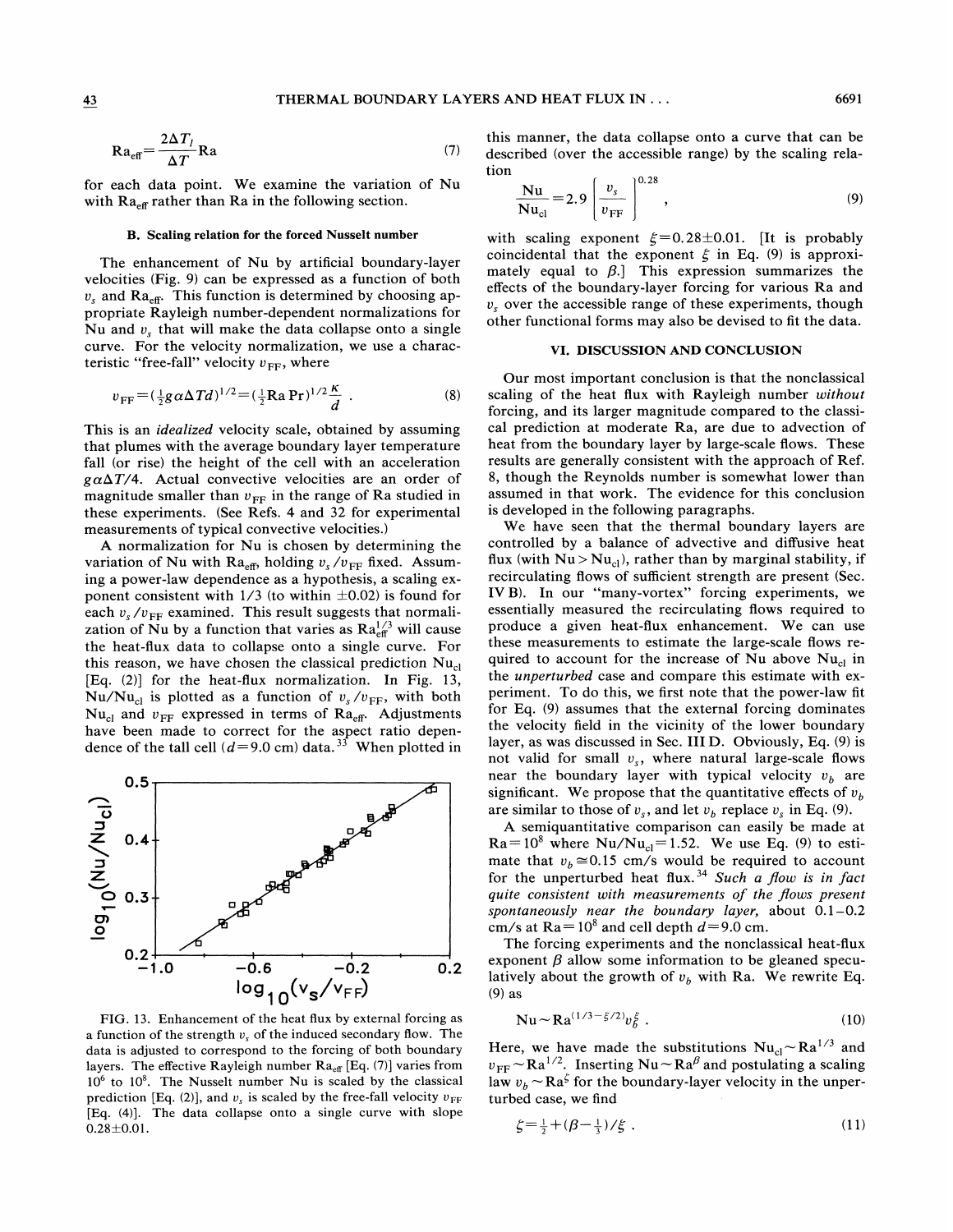$$\mathrm{Ra}_{\mathrm{eff}} = \frac{2\Delta T_l}{\Delta T}\mathrm{Ra} \tag{7}$$

for each data point. We examine the variation of Nu with $\mathrm{Ra}_{\mathrm{eff}}$ rather than Ra in the following section.

### B. Scaling relation for the forced Nusselt number

The enhancement of Nu by artificial boundary-layer velocities (Fig. 9) can be expressed as a function of both $v_s$ and $\mathrm{Ra}_{\mathrm{eff}}$. This function is determined by choosing appropriate Rayleigh number-dependent normalizations for Nu and $v_s$ that will make the data collapse onto a single curve. For the velocity normalization, we use a characteristic "free-fall" velocity $v_{\mathrm{FF}}$, where

$$v_{\mathrm{FF}} = (\tfrac{1}{2} g \alpha \Delta T d)^{1/2} = (\tfrac{1}{2}\mathrm{Ra}\,\mathrm{Pr})^{1/2}\frac{\kappa}{d} \; . \tag{8}$$

This is an *idealized* velocity scale, obtained by assuming that plumes with the average boundary layer temperature fall (or rise) the height of the cell with an acceleration $g\alpha\Delta T/4$. Actual convective velocities are an order of magnitude smaller than $v_{\mathrm{FF}}$ in the range of Ra studied in these experiments. (See Refs. 4 and 32 for experimental measurements of typical convective velocities.)

A normalization for Nu is chosen by determining the variation of Nu with $\mathrm{Ra}_{\mathrm{eff}}$, holding $v_s/v_{\mathrm{FF}}$ fixed. Assuming a power-law dependence as a hypothesis, a scaling exponent consistent with 1/3 (to within $\pm 0.02$) is found for each $v_s/v_{\mathrm{FF}}$ examined. This result suggests that normalization of Nu by a function that varies as $\mathrm{Ra}_{\mathrm{eff}}^{1/3}$ will cause the heat-flux data to collapse onto a single curve. For this reason, we have chosen the classical prediction $\mathrm{Nu}_{\mathrm{cl}}$ [Eq. (2)] for the heat-flux normalization. In Fig. 13, $\mathrm{Nu}/\mathrm{Nu}_{\mathrm{cl}}$ is plotted as a function of $v_s/v_{\mathrm{FF}}$, with both $\mathrm{Nu}_{\mathrm{cl}}$ and $v_{\mathrm{FF}}$ expressed in terms of $\mathrm{Ra}_{\mathrm{eff}}$. Adjustments have been made to correct for the aspect ratio dependence of the tall cell ($d = 9.0$ cm) data.[33] When plotted in this manner, the data collapse onto a curve that can be described (over the accessible range) by the scaling relation

$$\frac{\mathrm{Nu}}{\mathrm{Nu}_{\mathrm{cl}}} = 2.9\left[\frac{v_s}{v_{\mathrm{FF}}}\right]^{0.28}, \tag{9}$$

with scaling exponent $\xi = 0.28 \pm 0.01$. [It is probably coincidental that the exponent $\xi$ in Eq. (9) is approximately equal to $\beta$.] This expression summarizes the effects of the boundary-layer forcing for various Ra and $v_s$ over the accessible range of these experiments, though other functional forms may also be devised to fit the data.

$\log_{10}(\mathrm{Nu}/\mathrm{Nu}_{\mathrm{cl}})$

0.5
0.4
0.3
0.2

-1.0
-0.6
-0.2
0.2

$\log_{10}(v_s/v_{\mathrm{FF}})$

FIG. 13. Enhancement of the heat flux by external forcing as a function of the strength $v_s$ of the induced secondary flow. The data is adjusted to correspond to the forcing of both boundary layers. The effective Rayleigh number $\mathrm{Ra}_{\mathrm{eff}}$ [Eq. (7)] varies from $10^6$ to $10^8$. The Nusselt number Nu is scaled by the classical prediction [Eq. (2)], and $v_s$ is scaled by the free-fall velocity $v_{\mathrm{FF}}$ [Eq. (4)]. The data collapse onto a single curve with slope $0.28 \pm 0.01$.

## VI. DISCUSSION AND CONCLUSION

Our most important conclusion is that the nonclassical scaling of the heat flux with Rayleigh number *without* forcing, and its larger magnitude compared to the classical prediction at moderate Ra, are due to advection of heat from the boundary layer by large-scale flows. These results are generally consistent with the approach of Ref. 8, though the Reynolds number is somewhat lower than assumed in that work. The evidence for this conclusion is developed in the following paragraphs.

We have seen that the thermal boundary layers are controlled by a balance of advective and diffusive heat flux (with $\mathrm{Nu} > \mathrm{Nu}_{\mathrm{cl}}$), rather than by marginal stability, if recirculating flows of sufficient strength are present (Sec. IV B). In our "many-vortex" forcing experiments, we essentially measured the recirculating flows required to produce a given heat-flux enhancement. We can use these measurements to estimate the large-scale flows required to account for the increase of Nu above $\mathrm{Nu}_{\mathrm{cl}}$ in the *unperturbed* case and compare this estimate with experiment. To do this, we first note that the power-law fit for Eq. (9) assumes that the external forcing dominates the velocity field in the vicinity of the lower boundary layer, as was discussed in Sec. III D. Obviously, Eq. (9) is not valid for small $v_s$, where natural large-scale flows near the boundary layer with typical velocity $v_b$ are significant. We propose that the quantitative effects of $v_b$ are similar to those of $v_s$, and let $v_b$ replace $v_s$ in Eq. (9).

A semiquantitative comparison can easily be made at $\mathrm{Ra} = 10^8$ where $\mathrm{Nu}/\mathrm{Nu}_{\mathrm{cl}} = 1.52$. We use Eq. (9) to estimate that $v_b \cong 0.15$ cm/s would be required to account for the unperturbed heat flux.[34] *Such a flow is in fact quite consistent with measurements of the flows present spontaneously near the boundary layer,* about 0.1–0.2 cm/s at $\mathrm{Ra} = 10^8$ and cell depth $d = 9.0$ cm.

The forcing experiments and the nonclassical heat-flux exponent $\beta$ allow some information to be gleaned speculatively about the growth of $v_b$ with Ra. We rewrite Eq. (9) as

$$\mathrm{Nu} \sim \mathrm{Ra}^{(1/3 - \xi/2)} v_b^{\xi} \; . \tag{10}$$

Here, we have made the substitutions $\mathrm{Nu}_{\mathrm{cl}} \sim \mathrm{Ra}^{1/3}$ and $v_{\mathrm{FF}} \sim \mathrm{Ra}^{1/2}$. Inserting $\mathrm{Nu} \sim \mathrm{Ra}^{\beta}$ and postulating a scaling law $v_b \sim \mathrm{Ra}^{\zeta}$ for the boundary-layer velocity in the unperturbed case, we find

$$\zeta = \tfrac{1}{2} + (\beta - \tfrac{1}{3})/\xi \; . \tag{11}$$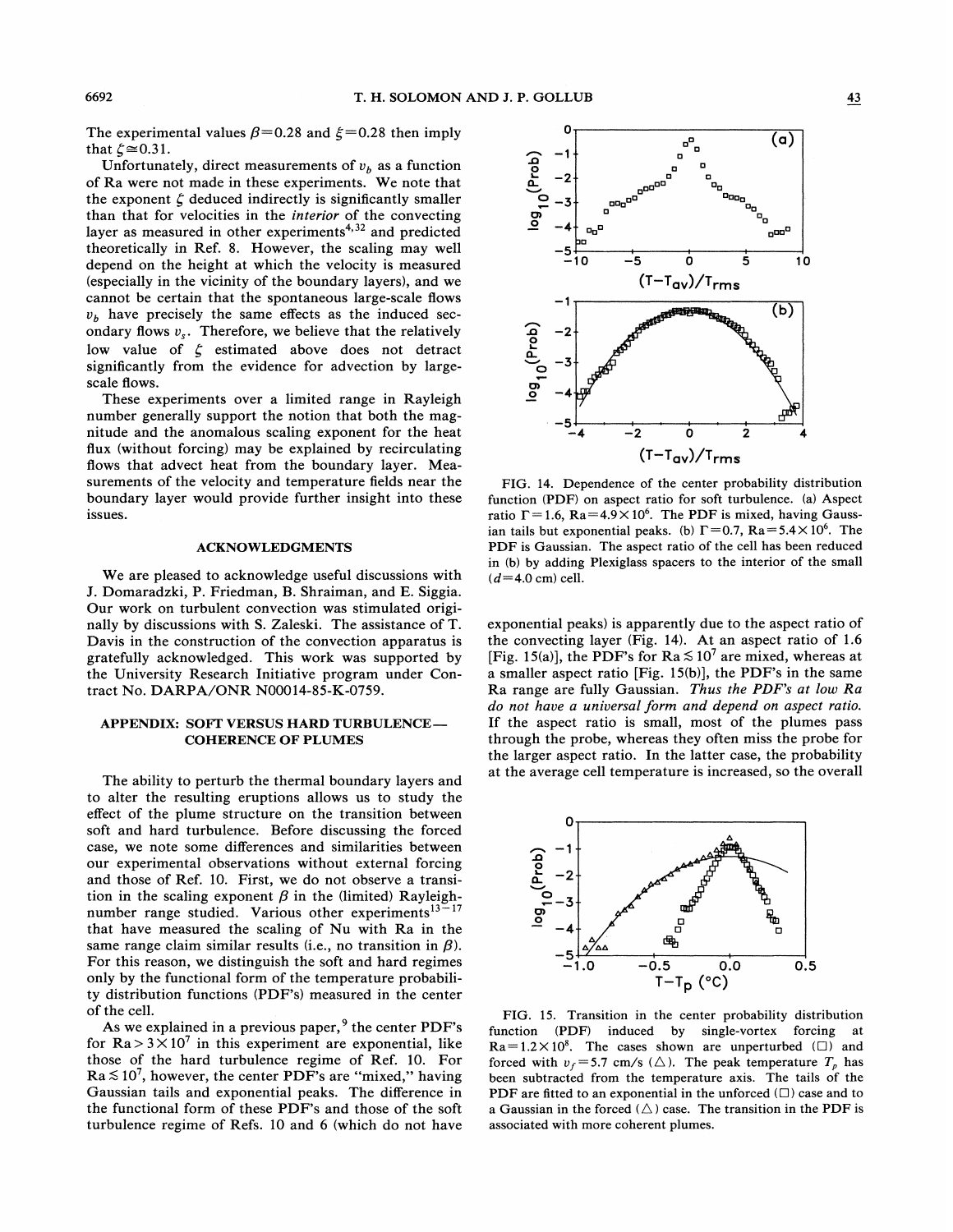The experimental values $\beta=0.28$ and $\xi=0.28$ then imply that $\zeta \cong 0.31$.

Unfortunately, direct measurements of $v_b$ as a function of Ra were not made in these experiments. We note that the exponent $\zeta$ deduced indirectly is significantly smaller than that for velocities in the *interior* of the convecting layer as measured in other experiments[4,32] and predicted theoretically in Ref. 8. However, the scaling may well depend on the height at which the velocity is measured (especially in the vicinity of the boundary layers), and we cannot be certain that the spontaneous large-scale flows $v_b$ have precisely the same effects as the induced secondary flows $v_s$. Therefore, we believe that the relatively low value of $\zeta$ estimated above does not detract significantly from the evidence for advection by large-scale flows.

These experiments over a limited range in Rayleigh number generally support the notion that both the magnitude and the anomalous scaling exponent for the heat flux (without forcing) may be explained by recirculating flows that advect heat from the boundary layer. Measurements of the velocity and temperature fields near the boundary layer would provide further insight into these issues.

## ACKNOWLEDGMENTS

We are pleased to acknowledge useful discussions with J. Domaradzki, P. Friedman, B. Shraiman, and E. Siggia. Our work on turbulent convection was stimulated originally by discussions with S. Zaleski. The assistance of T. Davis in the construction of the convection apparatus is gratefully acknowledged. This work was supported by the University Research Initiative program under Contract No. DARPA/ONR N00014-85-K-0759.

## APPENDIX: SOFT VERSUS HARD TURBULENCE—COHERENCE OF PLUMES

The ability to perturb the thermal boundary layers and to alter the resulting eruptions allows us to study the effect of the plume structure on the transition between soft and hard turbulence. Before discussing the forced case, we note some differences and similarities between our experimental observations without external forcing and those of Ref. 10. First, we do not observe a transition in the scaling exponent $\beta$ in the (limited) Rayleigh-number range studied. Various other experiments[13–17] that have measured the scaling of Nu with Ra in the same range claim similar results (i.e., no transition in $\beta$). For this reason, we distinguish the soft and hard regimes only by the functional form of the temperature probability distribution functions (PDF's) measured in the center of the cell.

As we explained in a previous paper,[9] the center PDF's for $\text{Ra} > 3\times10^7$ in this experiment are exponential, like those of the hard turbulence regime of Ref. 10. For $\text{Ra} \lesssim 10^7$, however, the center PDF's are "mixed," having Gaussian tails and exponential peaks. The difference in the functional form of these PDF's and those of the soft turbulence regime of Refs. 10 and 6 (which do not have exponential peaks) is apparently due to the aspect ratio of the convecting layer (Fig. 14). At an aspect ratio of 1.6 [Fig. 15(a)], the PDF's for $\text{Ra} \lesssim 10^7$ are mixed, whereas at a smaller aspect ratio [Fig. 15(b)], the PDF's in the same Ra range are fully Gaussian. *Thus the PDF's at low Ra do not have a universal form and depend on aspect ratio.* If the aspect ratio is small, most of the plumes pass through the probe, whereas they often miss the probe for the larger aspect ratio. In the latter case, the probability at the average cell temperature is increased, so the overall

(a)
0
-1
-2
-3
-4
-5
$\log_{10}$(Prob)
-10 -5 0 5 10
$(T-T_{av})/T_{rms}$

(b)
-1
-2
-3
-4
-5
$\log_{10}$(Prob)
-4 -2 0 2 4
$(T-T_{av})/T_{rms}$

FIG. 14. Dependence of the center probability distribution function (PDF) on aspect ratio for soft turbulence. (a) Aspect ratio $\Gamma=1.6$, $\text{Ra}=4.9\times10^6$. The PDF is mixed, having Gaussian tails but exponential peaks. (b) $\Gamma=0.7$, $\text{Ra}=5.4\times10^6$. The PDF is Gaussian. The aspect ratio of the cell has been reduced in (b) by adding Plexiglass spacers to the interior of the small ($d=4.0$ cm) cell.

0
-1
-2
-3
-4
-5
$\log_{10}$(Prob)
-1.0 -0.5 0.0 0.5
$T-T_p$ (°C)

FIG. 15. Transition in the center probability distribution function (PDF) induced by single-vortex forcing at $\text{Ra}=1.2\times10^8$. The cases shown are unperturbed (□) and forced with $v_f=5.7$ cm/s (△). The peak temperature $T_p$ has been subtracted from the temperature axis. The tails of the PDF are fitted to an exponential in the unforced (□) case and to a Gaussian in the forced (△) case. The transition in the PDF is associated with more coherent plumes.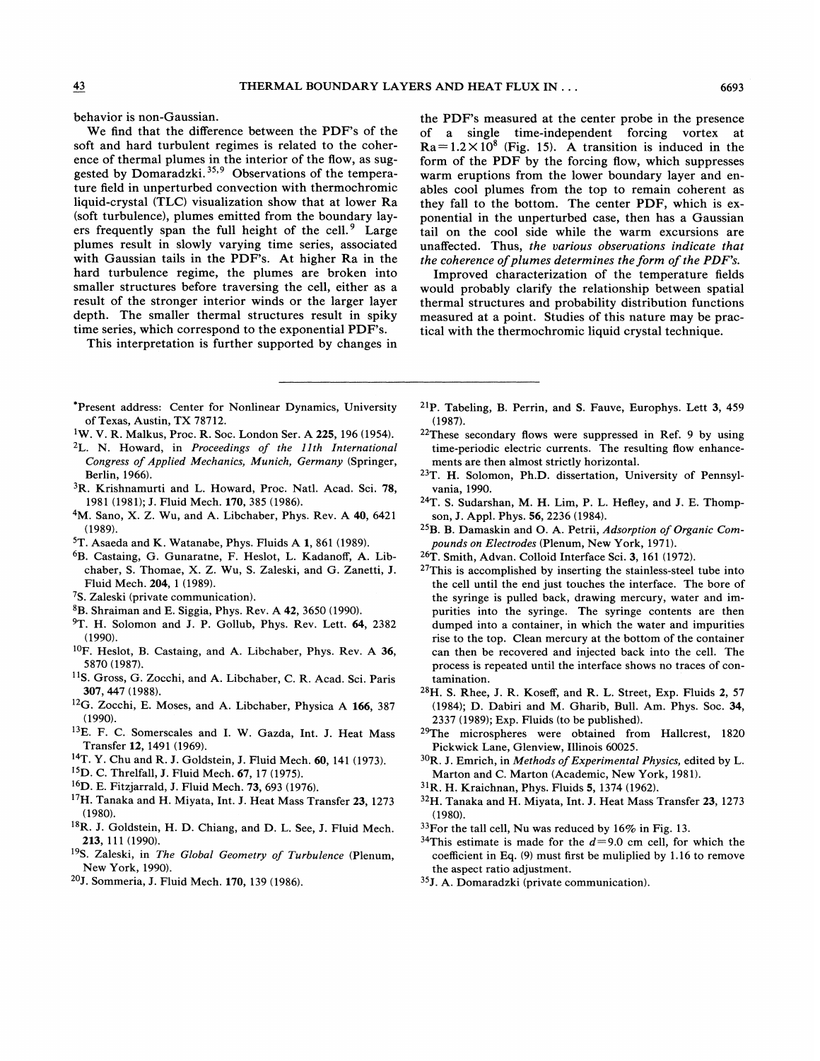behavior is non-Gaussian.

We find that the difference between the PDF's of the soft and hard turbulent regimes is related to the coherence of thermal plumes in the interior of the flow, as suggested by Domaradzki.[35,9] Observations of the temperature field in unperturbed convection with thermochromic liquid-crystal (TLC) visualization show that at lower Ra (soft turbulence), plumes emitted from the boundary layers frequently span the full height of the cell.[9] Large plumes result in slowly varying time series, associated with Gaussian tails in the PDF's. At higher Ra in the hard turbulence regime, the plumes are broken into smaller structures before traversing the cell, either as a result of the stronger interior winds or the larger layer depth. The smaller thermal structures result in spiky time series, which correspond to the exponential PDF's.

This interpretation is further supported by changes in the PDF's measured at the center probe in the presence of a single time-independent forcing vortex at $Ra=1.2\times10^8$ (Fig. 15). A transition is induced in the form of the PDF by the forcing flow, which suppresses warm eruptions from the lower boundary layer and enables cool plumes from the top to remain coherent as they fall to the bottom. The center PDF, which is exponential in the unperturbed case, then has a Gaussian tail on the cool side while the warm excursions are unaffected. Thus, *the various observations indicate that the coherence of plumes determines the form of the PDF's.*

Improved characterization of the temperature fields would probably clarify the relationship between spatial thermal structures and probability distribution functions measured at a point. Studies of this nature may be practical with the thermochromic liquid crystal technique.

---

*Present address: Center for Nonlinear Dynamics, University of Texas, Austin, TX 78712.

[1]W. V. R. Malkus, Proc. R. Soc. London Ser. A **225**, 196 (1954).

[2]L. N. Howard, in *Proceedings of the 11th International Congress of Applied Mechanics, Munich, Germany* (Springer, Berlin, 1966).

[3]R. Krishnamurti and L. Howard, Proc. Natl. Acad. Sci. **78**, 1981 (1981); J. Fluid Mech. **170**, 385 (1986).

[4]M. Sano, X. Z. Wu, and A. Libchaber, Phys. Rev. A **40**, 6421 (1989).

[5]T. Asaeda and K. Watanabe, Phys. Fluids A **1**, 861 (1989).

[6]B. Castaing, G. Gunaratne, F. Heslot, L. Kadanoff, A. Libchaber, S. Thomae, X. Z. Wu, S. Zaleski, and G. Zanetti, J. Fluid Mech. **204**, 1 (1989).

[7]S. Zaleski (private communication).

[8]B. Shraiman and E. Siggia, Phys. Rev. A **42**, 3650 (1990).

[9]T. H. Solomon and J. P. Gollub, Phys. Rev. Lett. **64**, 2382 (1990).

[10]F. Heslot, B. Castaing, and A. Libchaber, Phys. Rev. A **36**, 5870 (1987).

[11]S. Gross, G. Zocchi, and A. Libchaber, C. R. Acad. Sci. Paris **307**, 447 (1988).

[12]G. Zocchi, E. Moses, and A. Libchaber, Physica A **166**, 387 (1990).

[13]E. F. C. Somerscales and I. W. Gazda, Int. J. Heat Mass Transfer **12**, 1491 (1969).

[14]T. Y. Chu and R. J. Goldstein, J. Fluid Mech. **60**, 141 (1973).

[15]D. C. Threlfall, J. Fluid Mech. **67**, 17 (1975).

[16]D. E. Fitzjarrald, J. Fluid Mech. **73**, 693 (1976).

[17]H. Tanaka and H. Miyata, Int. J. Heat Mass Transfer **23**, 1273 (1980).

[18]R. J. Goldstein, H. D. Chiang, and D. L. See, J. Fluid Mech. **213**, 111 (1990).

[19]S. Zaleski, in *The Global Geometry of Turbulence* (Plenum, New York, 1990).

[20]J. Sommeria, J. Fluid Mech. **170**, 139 (1986).

[21]P. Tabeling, B. Perrin, and S. Fauve, Europhys. Lett **3**, 459 (1987).

[22]These secondary flows were suppressed in Ref. 9 by using time-periodic electric currents. The resulting flow enhancements are then almost strictly horizontal.

[23]T. H. Solomon, Ph.D. dissertation, University of Pennsylvania, 1990.

[24]T. S. Sudarshan, M. H. Lim, P. L. Hefley, and J. E. Thompson, J. Appl. Phys. **56**, 2236 (1984).

[25]B. B. Damaskin and O. A. Petrii, *Adsorption of Organic Compounds on Electrodes* (Plenum, New York, 1971).

[26]T. Smith, Advan. Colloid Interface Sci. **3**, 161 (1972).

[27]This is accomplished by inserting the stainless-steel tube into the cell until the end just touches the interface. The bore of the syringe is pulled back, drawing mercury, water and impurities into the syringe. The syringe contents are then dumped into a container, in which the water and impurities rise to the top. Clean mercury at the bottom of the container can then be recovered and injected back into the cell. The process is repeated until the interface shows no traces of contamination.

[28]H. S. Rhee, J. R. Koseff, and R. L. Street, Exp. Fluids **2**, 57 (1984); D. Dabiri and M. Gharib, Bull. Am. Phys. Soc. **34**, 2337 (1989); Exp. Fluids (to be published).

[29]The microspheres were obtained from Hallcrest, 1820 Pickwick Lane, Glenview, Illinois 60025.

[30]R. J. Emrich, in *Methods of Experimental Physics*, edited by L. Marton and C. Marton (Academic, New York, 1981).

[31]R. H. Kraichnan, Phys. Fluids **5**, 1374 (1962).

[32]H. Tanaka and H. Miyata, Int. J. Heat Mass Transfer **23**, 1273 (1980).

[33]For the tall cell, Nu was reduced by 16% in Fig. 13.

[34]This estimate is made for the $d=9.0$ cm cell, for which the coefficient in Eq. (9) must first be muliplied by 1.16 to remove the aspect ratio adjustment.

[35]J. A. Domaradzki (private communication).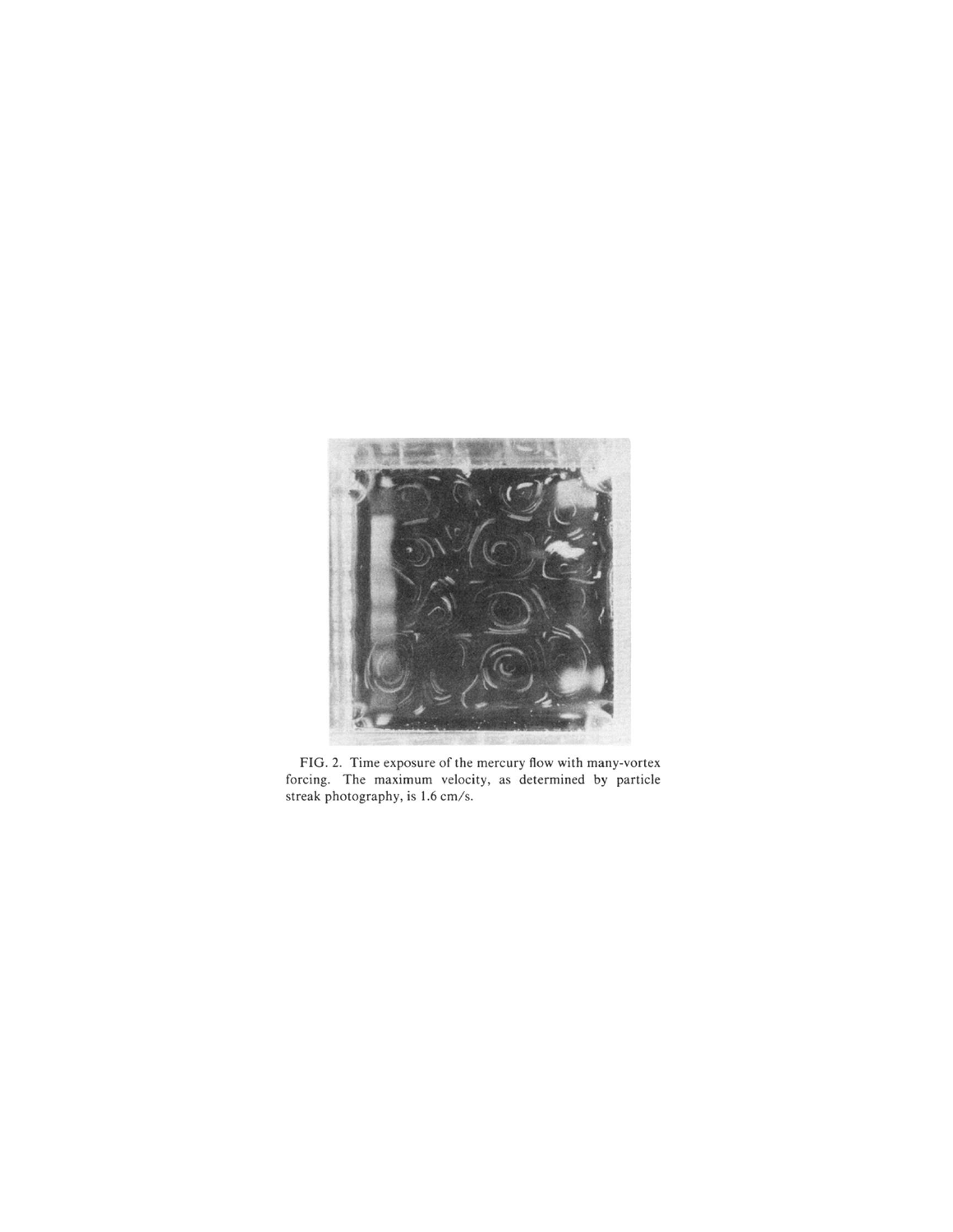FIG. 2. Time exposure of the mercury flow with many-vortex forcing. The maximum velocity, as determined by particle streak photography, is 1.6 cm/s.